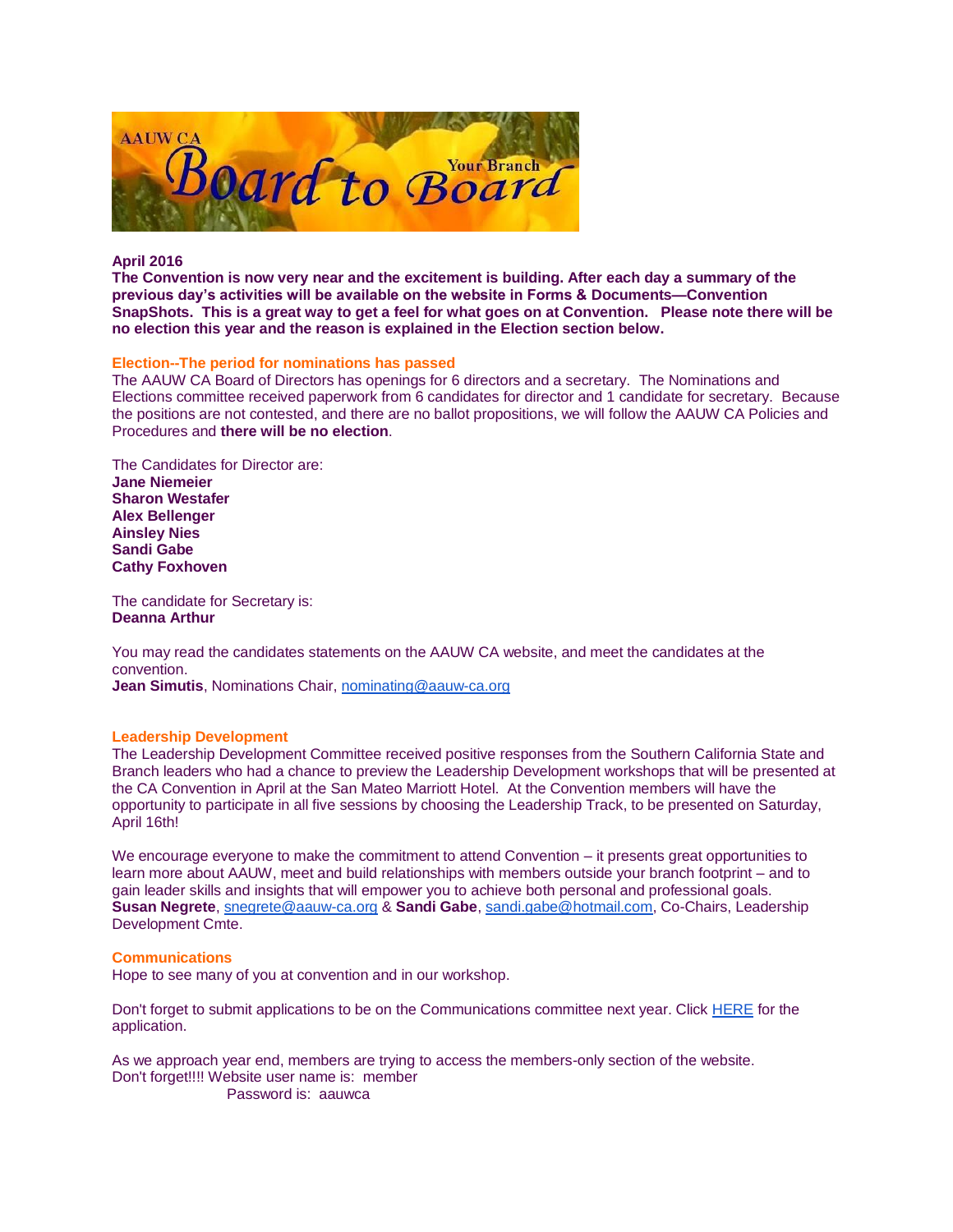AAUW CA Board to Board Your Branch

**April 2016**
**The Convention is now very near and the excitement is building. After each day a summary of the previous day's activities will be available on the website in Forms & Documents—Convention SnapShots. This is a great way to get a feel for what goes on at Convention. Please note there will be no election this year and the reason is explained in the Election section below.**

## Election--The period for nominations has passed

The AAUW CA Board of Directors has openings for 6 directors and a secretary. The Nominations and Elections committee received paperwork from 6 candidates for director and 1 candidate for secretary. Because the positions are not contested, and there are no ballot propositions, we will follow the AAUW CA Policies and Procedures and **there will be no election**.

The Candidates for Director are:
**Jane Niemeier**
**Sharon Westafer**
**Alex Bellenger**
**Ainsley Nies**
**Sandi Gabe**
**Cathy Foxhoven**

The candidate for Secretary is:
**Deanna Arthur**

You may read the candidates statements on the AAUW CA website, and meet the candidates at the convention.
**Jean Simutis**, Nominations Chair, nominating@aauw-ca.org

## Leadership Development

The Leadership Development Committee received positive responses from the Southern California State and Branch leaders who had a chance to preview the Leadership Development workshops that will be presented at the CA Convention in April at the San Mateo Marriott Hotel. At the Convention members will have the opportunity to participate in all five sessions by choosing the Leadership Track, to be presented on Saturday, April 16th!

We encourage everyone to make the commitment to attend Convention – it presents great opportunities to learn more about AAUW, meet and build relationships with members outside your branch footprint – and to gain leader skills and insights that will empower you to achieve both personal and professional goals.
**Susan Negrete**, snegrete@aauw-ca.org & **Sandi Gabe**, sandi.gabe@hotmail.com, Co-Chairs, Leadership Development Cmte.

## Communications

Hope to see many of you at convention and in our workshop.

Don't forget to submit applications to be on the Communications committee next year. Click HERE for the application.

As we approach year end, members are trying to access the members-only section of the website.
Don't forget!!!! Website user name is: member
Password is: aauwca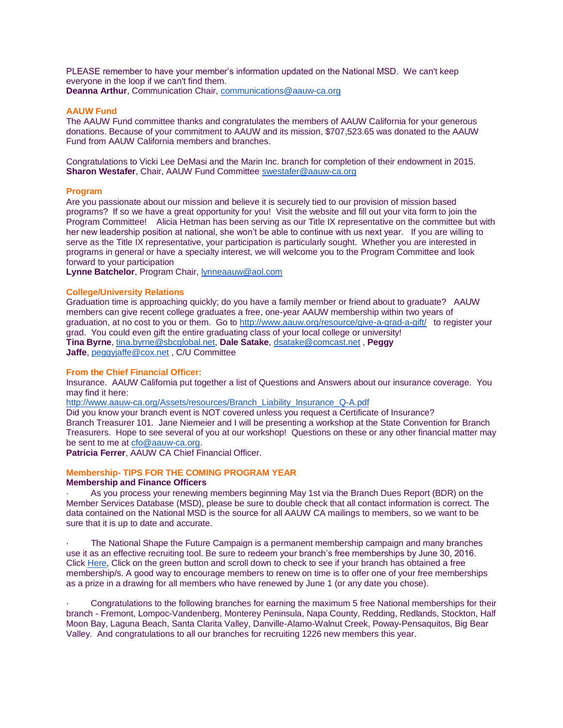PLEASE remember to have your member's information updated on the National MSD. We can't keep everyone in the loop if we can't find them.
**Deanna Arthur**, Communication Chair, communications@aauw-ca.org

## AAUW Fund

The AAUW Fund committee thanks and congratulates the members of AAUW California for your generous donations. Because of your commitment to AAUW and its mission, $707,523.65 was donated to the AAUW Fund from AAUW California members and branches.

Congratulations to Vicki Lee DeMasi and the Marin Inc. branch for completion of their endowment in 2015.
**Sharon Westafer**, Chair, AAUW Fund Committee swestafer@aauw-ca.org

## Program

Are you passionate about our mission and believe it is securely tied to our provision of mission based programs? If so we have a great opportunity for you! Visit the website and fill out your vita form to join the Program Committee! Alicia Hetman has been serving as our Title IX representative on the committee but with her new leadership position at national, she won't be able to continue with us next year. If you are willing to serve as the Title IX representative, your participation is particularly sought. Whether you are interested in programs in general or have a specialty interest, we will welcome you to the Program Committee and look forward to your participation
**Lynne Batchelor**, Program Chair, lynneaauw@aol.com

## College/University Relations

Graduation time is approaching quickly; do you have a family member or friend about to graduate? AAUW members can give recent college graduates a free, one-year AAUW membership within two years of graduation, at no cost to you or them. Go to http://www.aauw.org/resource/give-a-grad-a-gift/ to register your grad. You could even gift the entire graduating class of your local college or university!
**Tina Byrne**, tina.byrne@sbcglobal.net, **Dale Satake**, dsatake@comcast.net , **Peggy Jaffe**, peggyjaffe@cox.net , C/U Committee

## From the Chief Financial Officer:

Insurance. AAUW California put together a list of Questions and Answers about our insurance coverage. You may find it here:
http://www.aauw-ca.org/Assets/resources/Branch_Liability_Insurance_Q-A.pdf
Did you know your branch event is NOT covered unless you request a Certificate of Insurance?
Branch Treasurer 101. Jane Niemeier and I will be presenting a workshop at the State Convention for Branch Treasurers. Hope to see several of you at our workshop! Questions on these or any other financial matter may be sent to me at cfo@aauw-ca.org.
**Patricia Ferrer**, AAUW CA Chief Financial Officer.

## Membership- TIPS FOR THE COMING PROGRAM YEAR

**Membership and Finance Officers**

- As you process your renewing members beginning May 1st via the Branch Dues Report (BDR) on the Member Services Database (MSD), please be sure to double check that all contact information is correct. The data contained on the National MSD is the source for all AAUW CA mailings to members, so we want to be sure that it is up to date and accurate.

- The National Shape the Future Campaign is a permanent membership campaign and many branches use it as an effective recruiting tool. Be sure to redeem your branch's free memberships by June 30, 2016. Click Here, Click on the green button and scroll down to check to see if your branch has obtained a free membership/s. A good way to encourage members to renew on time is to offer one of your free memberships as a prize in a drawing for all members who have renewed by June 1 (or any date you chose).

- Congratulations to the following branches for earning the maximum 5 free National memberships for their branch - Fremont, Lompoc-Vandenberg, Monterey Peninsula, Napa County, Redding, Redlands, Stockton, Half Moon Bay, Laguna Beach, Santa Clarita Valley, Danville-Alamo-Walnut Creek, Poway-Pensaquitos, Big Bear Valley. And congratulations to all our branches for recruiting 1226 new members this year.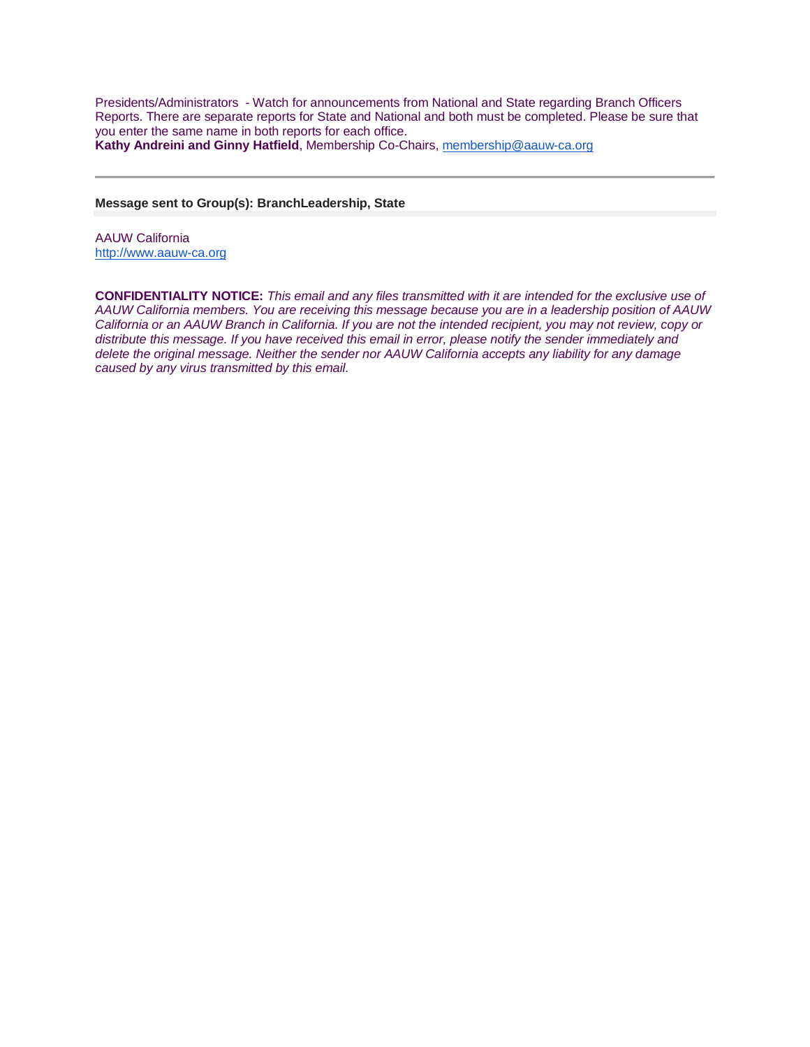Presidents/Administrators - Watch for announcements from National and State regarding Branch Officers Reports. There are separate reports for State and National and both must be completed. Please be sure that you enter the same name in both reports for each office.
**Kathy Andreini and Ginny Hatfield**, Membership Co-Chairs, membership@aauw-ca.org

---

**Message sent to Group(s): BranchLeadership, State**

AAUW California
http://www.aauw-ca.org

**CONFIDENTIALITY NOTICE:** *This email and any files transmitted with it are intended for the exclusive use of AAUW California members. You are receiving this message because you are in a leadership position of AAUW California or an AAUW Branch in California. If you are not the intended recipient, you may not review, copy or distribute this message. If you have received this email in error, please notify the sender immediately and delete the original message. Neither the sender nor AAUW California accepts any liability for any damage caused by any virus transmitted by this email.*